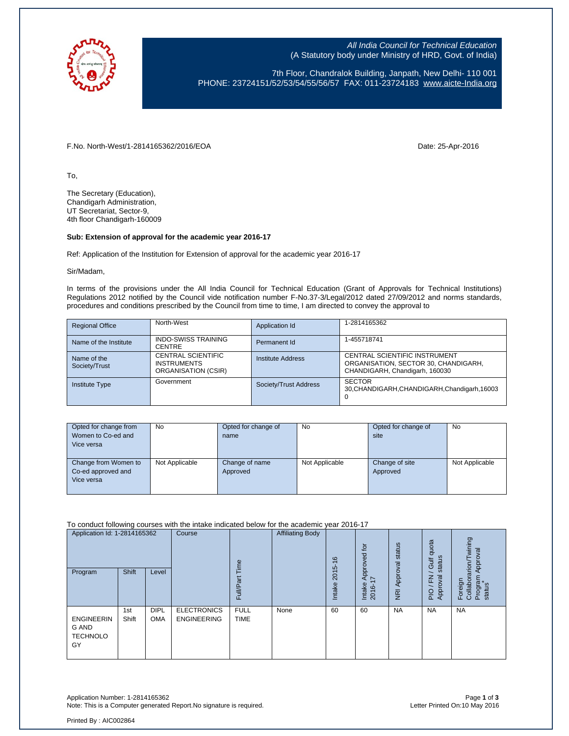*All India Council for Technical Education*
(A Statutory body under Ministry of HRD, Govt. of India)

7th Floor, Chandralok Building, Janpath, New Delhi- 110 001
PHONE: 23724151/52/53/54/55/56/57 FAX: 011-23724183 www.aicte-India.org

F.No. North-West/1-2814165362/2016/EOA

Date: 25-Apr-2016

To,

The Secretary (Education),
Chandigarh Administration,
UT Secretariat, Sector-9,
4th floor Chandigarh-160009

**Sub: Extension of approval for the academic year 2016-17**

Ref: Application of the Institution for Extension of approval for the academic year 2016-17

Sir/Madam,

In terms of the provisions under the All India Council for Technical Education (Grant of Approvals for Technical Institutions) Regulations 2012 notified by the Council vide notification number F-No.37-3/Legal/2012 dated 27/09/2012 and norms standards, procedures and conditions prescribed by the Council from time to time, I am directed to convey the approval to

| Regional Office | North-West | Application Id | 1-2814165362 |
|---|---|---|---|
| Name of the Institute | INDO-SWISS TRAINING CENTRE | Permanent Id | 1-455718741 |
| Name of the Society/Trust | CENTRAL SCIENTIFIC INSTRUMENTS ORGANISATION (CSIR) | Institute Address | CENTRAL SCIENTIFIC INSTRUMENT ORGANISATION, SECTOR 30, CHANDIGARH, CHANDIGARH, Chandigarh, 160030 |
| Institute Type | Government | Society/Trust Address | SECTOR 30,CHANDIGARH,CHANDIGARH,Chandigarh,160030 |

| Opted for change from Women to Co-ed and Vice versa | No | Opted for change of name | No | Opted for change of site | No |
|---|---|---|---|---|---|
| Change from Women to Co-ed approved and Vice versa | Not Applicable | Change of name Approved | Not Applicable | Change of site Approved | Not Applicable |

To conduct following courses with the intake indicated below for the academic year 2016-17

| Application Id: 1-2814165362 | | | Course | Full/Part Time | Affiliating Body | Intake 2015-16 | Intake Approved for 2016-17 | NRI Approval status | PIO / FN / Gulf quota Approval status | Foreign Collaboration/Twining Program Approval status* |
|---|---|---|---|---|---|---|---|---|---|---|
| Program | Shift | Level | | | | | | | | |
| ENGINEERING AND TECHNOLOGY | 1st Shift | DIPLOMA | ELECTRONICS ENGINEERING | FULL TIME | None | 60 | 60 | NA | NA | NA |

Application Number: 1-2814165362
Note: This is a Computer generated Report.No signature is required.

Letter Printed On:10 May 2016

Printed By : AIC002864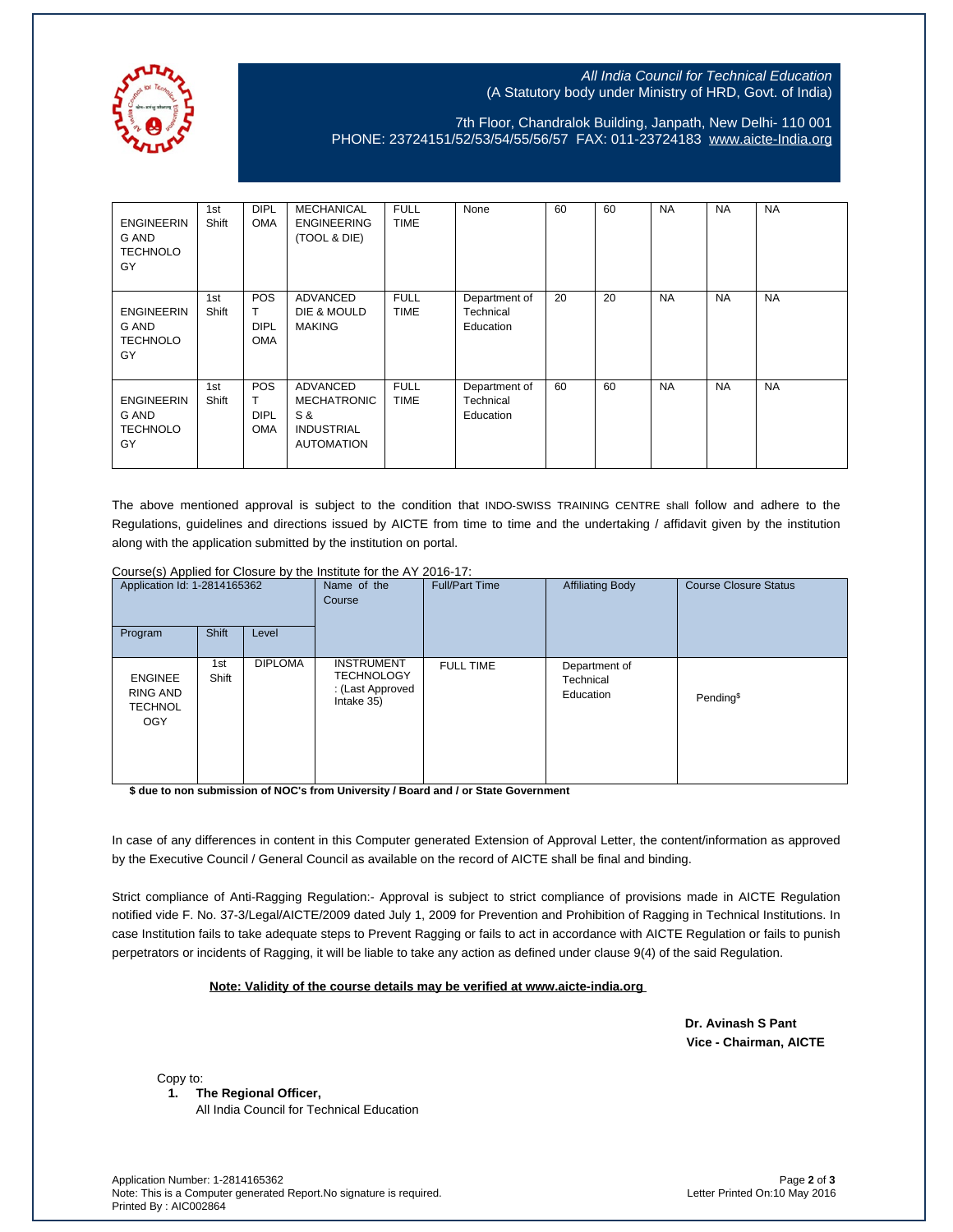All India Council for Technical Education
(A Statutory body under Ministry of HRD, Govt. of India)

7th Floor, Chandralok Building, Janpath, New Delhi- 110 001
PHONE: 23724151/52/53/54/55/56/57 FAX: 011-23724183 www.aicte-India.org

| | | | | | | | | | | |
|---|---|---|---|---|---|---|---|---|---|---|
| ENGINEERING AND TECHNOLOGY | 1st Shift | DIPLOMA | MECHANICAL ENGINEERING (TOOL & DIE) | FULL TIME | None | 60 | 60 | NA | NA | NA |
| ENGINEERING AND TECHNOLOGY | 1st Shift | POST DIPLOMA | ADVANCED DIE & MOULD MAKING | FULL TIME | Department of Technical Education | 20 | 20 | NA | NA | NA |
| ENGINEERING AND TECHNOLOGY | 1st Shift | POST DIPLOMA | ADVANCED MECHATRONICS & INDUSTRIAL AUTOMATION | FULL TIME | Department of Technical Education | 60 | 60 | NA | NA | NA |

The above mentioned approval is subject to the condition that INDO-SWISS TRAINING CENTRE shall follow and adhere to the Regulations, guidelines and directions issued by AICTE from time to time and the undertaking / affidavit given by the institution along with the application submitted by the institution on portal.

Course(s) Applied for Closure by the Institute for the AY 2016-17:

| Application Id: 1-2814165362 | | | Name of the Course | Full/Part Time | Affiliating Body | Course Closure Status |
|---|---|---|---|---|---|---|
| Program | Shift | Level | | | | |
| ENGINEERING AND TECHNOLOGY | 1st Shift | DIPLOMA | INSTRUMENT TECHNOLOGY : (Last Approved Intake 35) | FULL TIME | Department of Technical Education | Pending$ |

**$ due to non submission of NOC's from University / Board and / or State Government**

In case of any differences in content in this Computer generated Extension of Approval Letter, the content/information as approved by the Executive Council / General Council as available on the record of AICTE shall be final and binding.

Strict compliance of Anti-Ragging Regulation:- Approval is subject to strict compliance of provisions made in AICTE Regulation notified vide F. No. 37-3/Legal/AICTE/2009 dated July 1, 2009 for Prevention and Prohibition of Ragging in Technical Institutions. In case Institution fails to take adequate steps to Prevent Ragging or fails to act in accordance with AICTE Regulation or fails to punish perpetrators or incidents of Ragging, it will be liable to take any action as defined under clause 9(4) of the said Regulation.

**Note: Validity of the course details may be verified at www.aicte-india.org**

**Dr. Avinash S Pant**
**Vice - Chairman, AICTE**

Copy to:

1. **The Regional Officer,**
   All India Council for Technical Education

Application Number: 1-2814165362
Note: This is a Computer generated Report.No signature is required.
Printed By : AIC002864
Letter Printed On:10 May 2016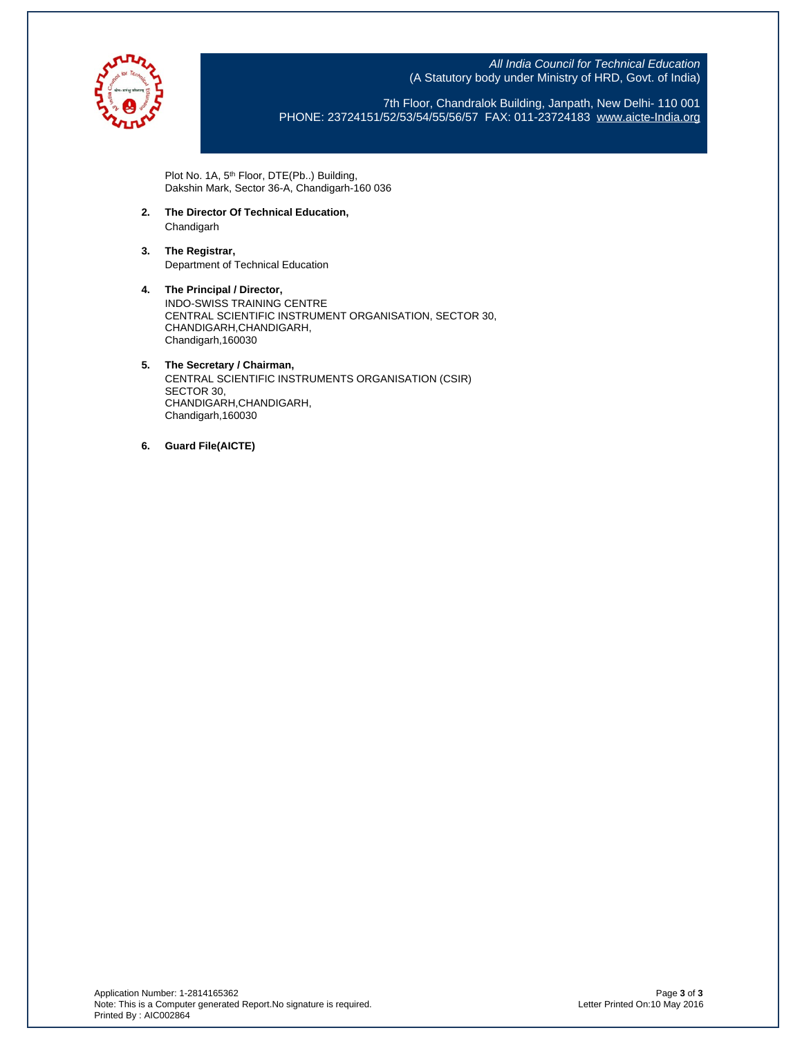Plot No. 1A, 5th Floor, DTE(Pb..) Building,
Dakshin Mark, Sector 36-A, Chandigarh-160 036

2. **The Director Of Technical Education,**
   Chandigarh

3. **The Registrar,**
   Department of Technical Education

4. **The Principal / Director,**
   INDO-SWISS TRAINING CENTRE
   CENTRAL SCIENTIFIC INSTRUMENT ORGANISATION, SECTOR 30,
   CHANDIGARH,CHANDIGARH,
   Chandigarh,160030

5. **The Secretary / Chairman,**
   CENTRAL SCIENTIFIC INSTRUMENTS ORGANISATION (CSIR)
   SECTOR 30,
   CHANDIGARH,CHANDIGARH,
   Chandigarh,160030

6. **Guard File(AICTE)**

Application Number: 1-2814165362
Note: This is a Computer generated Report.No signature is required.
Printed By : AIC002864

Letter Printed On:10 May 2016